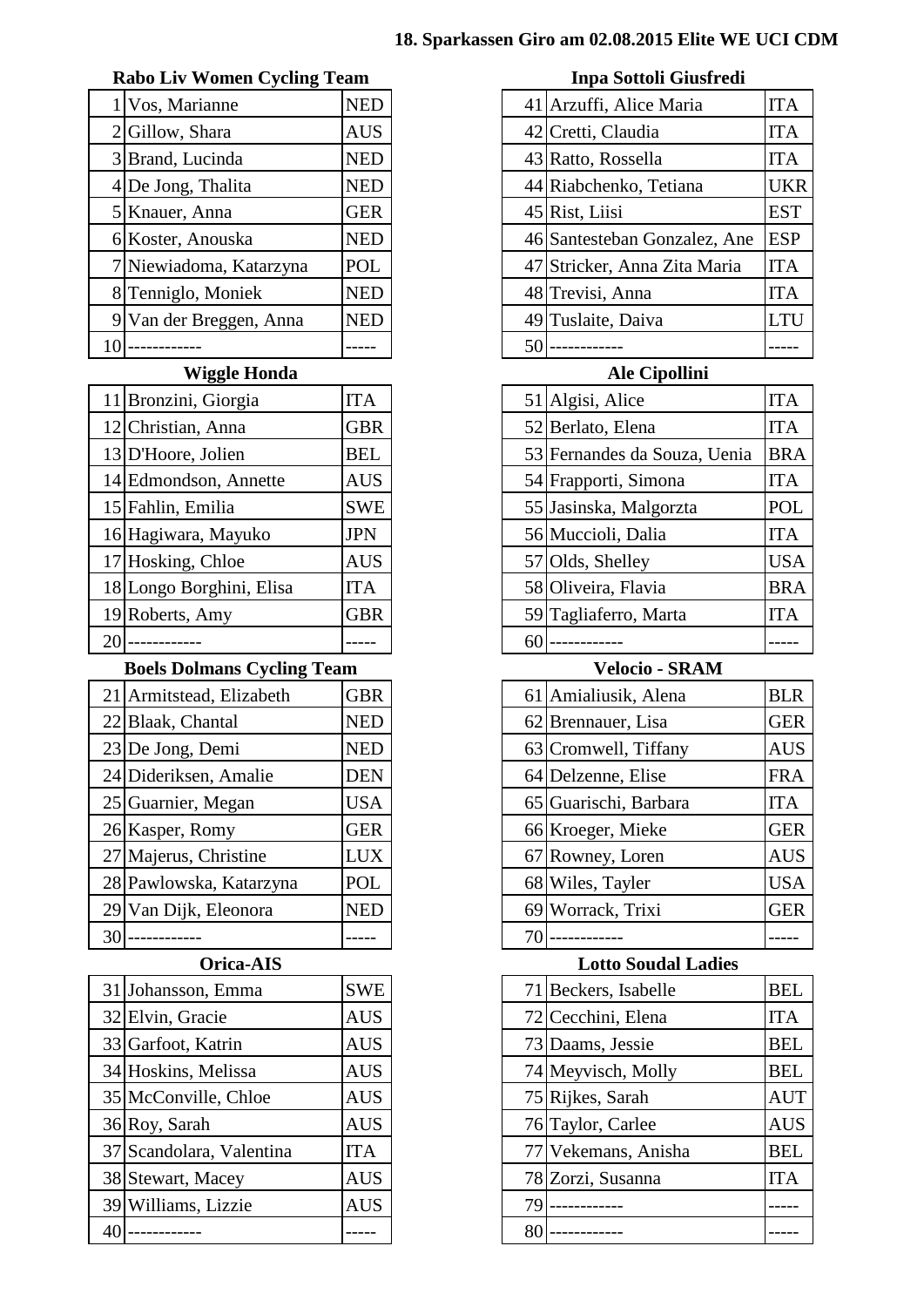# 18. Sparkassen Giro am 02.08.2015 Elite WE UCI CDM

### Rabo Liv Women Cycling Team

| | | |
|---|---|---|
| 1 | Vos, Marianne | NED |
| 2 | Gillow, Shara | AUS |
| 3 | Brand, Lucinda | NED |
| 4 | De Jong, Thalita | NED |
| 5 | Knauer, Anna | GER |
| 6 | Koster, Anouska | NED |
| 7 | Niewiadoma, Katarzyna | POL |
| 8 | Tenniglo, Moniek | NED |
| 9 | Van der Breggen, Anna | NED |
| 10 | ------------ | ----- |

### Wiggle Honda

| | | |
|---|---|---|
| 11 | Bronzini, Giorgia | ITA |
| 12 | Christian, Anna | GBR |
| 13 | D'Hoore, Jolien | BEL |
| 14 | Edmondson, Annette | AUS |
| 15 | Fahlin, Emilia | SWE |
| 16 | Hagiwara, Mayuko | JPN |
| 17 | Hosking, Chloe | AUS |
| 18 | Longo Borghini, Elisa | ITA |
| 19 | Roberts, Amy | GBR |
| 20 | ------------ | ----- |

### Boels Dolmans Cycling Team

| | | |
|---|---|---|
| 21 | Armitstead, Elizabeth | GBR |
| 22 | Blaak, Chantal | NED |
| 23 | De Jong, Demi | NED |
| 24 | Dideriksen, Amalie | DEN |
| 25 | Guarnier, Megan | USA |
| 26 | Kasper, Romy | GER |
| 27 | Majerus, Christine | LUX |
| 28 | Pawlowska, Katarzyna | POL |
| 29 | Van Dijk, Eleonora | NED |
| 30 | ------------ | ----- |

### Orica-AIS

| | | |
|---|---|---|
| 31 | Johansson, Emma | SWE |
| 32 | Elvin, Gracie | AUS |
| 33 | Garfoot, Katrin | AUS |
| 34 | Hoskins, Melissa | AUS |
| 35 | McConville, Chloe | AUS |
| 36 | Roy, Sarah | AUS |
| 37 | Scandolara, Valentina | ITA |
| 38 | Stewart, Macey | AUS |
| 39 | Williams, Lizzie | AUS |
| 40 | ------------ | ----- |

### Inpa Sottoli Giusfredi

| | | |
|---|---|---|
| 41 | Arzuffi, Alice Maria | ITA |
| 42 | Cretti, Claudia | ITA |
| 43 | Ratto, Rossella | ITA |
| 44 | Riabchenko, Tetiana | UKR |
| 45 | Rist, Liisi | EST |
| 46 | Santesteban Gonzalez, Ane | ESP |
| 47 | Stricker, Anna Zita Maria | ITA |
| 48 | Trevisi, Anna | ITA |
| 49 | Tuslaite, Daiva | LTU |
| 50 | ------------ | ----- |

### Ale Cipollini

| | | |
|---|---|---|
| 51 | Algisi, Alice | ITA |
| 52 | Berlato, Elena | ITA |
| 53 | Fernandes da Souza, Uenia | BRA |
| 54 | Frapporti, Simona | ITA |
| 55 | Jasinska, Malgorzta | POL |
| 56 | Muccioli, Dalia | ITA |
| 57 | Olds, Shelley | USA |
| 58 | Oliveira, Flavia | BRA |
| 59 | Tagliaferro, Marta | ITA |
| 60 | ------------ | ----- |

### Velocio - SRAM

| | | |
|---|---|---|
| 61 | Amialiusik, Alena | BLR |
| 62 | Brennauer, Lisa | GER |
| 63 | Cromwell, Tiffany | AUS |
| 64 | Delzenne, Elise | FRA |
| 65 | Guarischi, Barbara | ITA |
| 66 | Kroeger, Mieke | GER |
| 67 | Rowney, Loren | AUS |
| 68 | Wiles, Tayler | USA |
| 69 | Worrack, Trixi | GER |
| 70 | ------------ | ----- |

### Lotto Soudal Ladies

| | | |
|---|---|---|
| 71 | Beckers, Isabelle | BEL |
| 72 | Cecchini, Elena | ITA |
| 73 | Daams, Jessie | BEL |
| 74 | Meyvisch, Molly | BEL |
| 75 | Rijkes, Sarah | AUT |
| 76 | Taylor, Carlee | AUS |
| 77 | Vekemans, Anisha | BEL |
| 78 | Zorzi, Susanna | ITA |
| 79 | ------------ | ----- |
| 80 | ------------ | ----- |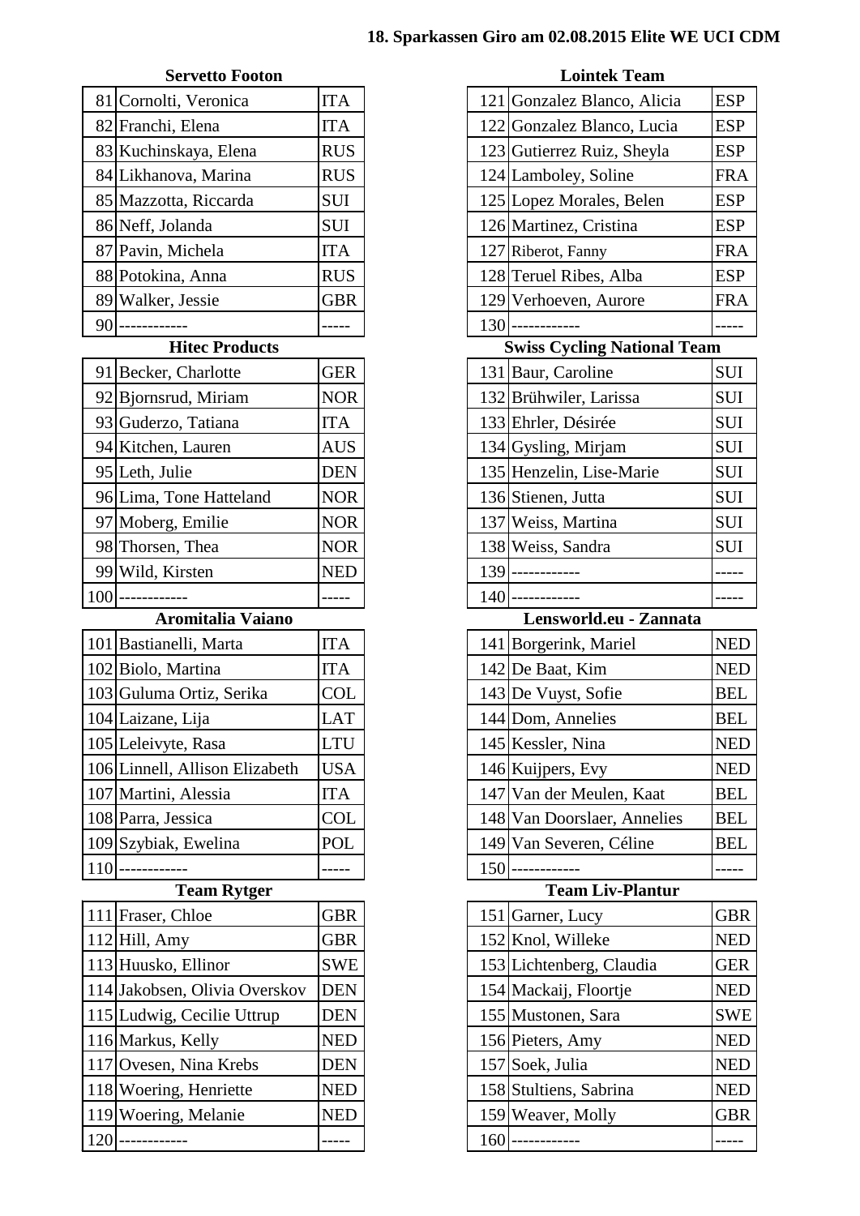**18. Sparkassen Giro am 02.08.2015 Elite WE UCI CDM**

### Servetto Footon

| | | |
|---|---|---|
| 81 | Cornolti, Veronica | ITA |
| 82 | Franchi, Elena | ITA |
| 83 | Kuchinskaya, Elena | RUS |
| 84 | Likhanova, Marina | RUS |
| 85 | Mazzotta, Riccarda | SUI |
| 86 | Neff, Jolanda | SUI |
| 87 | Pavin, Michela | ITA |
| 88 | Potokina, Anna | RUS |
| 89 | Walker, Jessie | GBR |
| 90 | ------------ | ----- |

### Hitec Products

| | | |
|---|---|---|
| 91 | Becker, Charlotte | GER |
| 92 | Bjornsrud, Miriam | NOR |
| 93 | Guderzo, Tatiana | ITA |
| 94 | Kitchen, Lauren | AUS |
| 95 | Leth, Julie | DEN |
| 96 | Lima, Tone Hatteland | NOR |
| 97 | Moberg, Emilie | NOR |
| 98 | Thorsen, Thea | NOR |
| 99 | Wild, Kirsten | NED |
| 100 | ------------ | ----- |

### Aromitalia Vaiano

| | | |
|---|---|---|
| 101 | Bastianelli, Marta | ITA |
| 102 | Biolo, Martina | ITA |
| 103 | Guluma Ortiz, Serika | COL |
| 104 | Laizane, Lija | LAT |
| 105 | Leleivyte, Rasa | LTU |
| 106 | Linnell, Allison Elizabeth | USA |
| 107 | Martini, Alessia | ITA |
| 108 | Parra, Jessica | COL |
| 109 | Szybiak, Ewelina | POL |
| 110 | ------------ | ----- |

### Team Rytger

| | | |
|---|---|---|
| 111 | Fraser, Chloe | GBR |
| 112 | Hill, Amy | GBR |
| 113 | Huusko, Ellinor | SWE |
| 114 | Jakobsen, Olivia Overskov | DEN |
| 115 | Ludwig, Cecilie Uttrup | DEN |
| 116 | Markus, Kelly | NED |
| 117 | Ovesen, Nina Krebs | DEN |
| 118 | Woering, Henriette | NED |
| 119 | Woering, Melanie | NED |
| 120 | ------------ | ----- |

### Lointek Team

| | | |
|---|---|---|
| 121 | Gonzalez Blanco, Alicia | ESP |
| 122 | Gonzalez Blanco, Lucia | ESP |
| 123 | Gutierrez Ruiz, Sheyla | ESP |
| 124 | Lamboley, Soline | FRA |
| 125 | Lopez Morales, Belen | ESP |
| 126 | Martinez, Cristina | ESP |
| 127 | Riberot, Fanny | FRA |
| 128 | Teruel Ribes, Alba | ESP |
| 129 | Verhoeven, Aurore | FRA |
| 130 | ------------ | ----- |

### Swiss Cycling National Team

| | | |
|---|---|---|
| 131 | Baur, Caroline | SUI |
| 132 | Brühwiler, Larissa | SUI |
| 133 | Ehrler, Désirée | SUI |
| 134 | Gysling, Mirjam | SUI |
| 135 | Henzelin, Lise-Marie | SUI |
| 136 | Stienen, Jutta | SUI |
| 137 | Weiss, Martina | SUI |
| 138 | Weiss, Sandra | SUI |
| 139 | ------------ | ----- |
| 140 | ------------ | ----- |

### Lensworld.eu - Zannata

| | | |
|---|---|---|
| 141 | Borgerink, Mariel | NED |
| 142 | De Baat, Kim | NED |
| 143 | De Vuyst, Sofie | BEL |
| 144 | Dom, Annelies | BEL |
| 145 | Kessler, Nina | NED |
| 146 | Kuijpers, Evy | NED |
| 147 | Van der Meulen, Kaat | BEL |
| 148 | Van Doorslaer, Annelies | BEL |
| 149 | Van Severen, Céline | BEL |
| 150 | ------------ | ----- |

### Team Liv-Plantur

| | | |
|---|---|---|
| 151 | Garner, Lucy | GBR |
| 152 | Knol, Willeke | NED |
| 153 | Lichtenberg, Claudia | GER |
| 154 | Mackaij, Floortje | NED |
| 155 | Mustonen, Sara | SWE |
| 156 | Pieters, Amy | NED |
| 157 | Soek, Julia | NED |
| 158 | Stultiens, Sabrina | NED |
| 159 | Weaver, Molly | GBR |
| 160 | ------------ | ----- |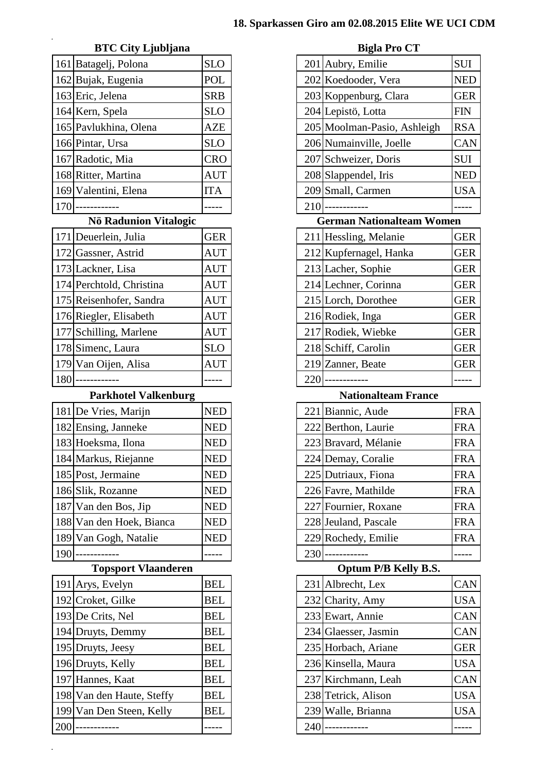**18. Sparkassen Giro am 02.08.2015 Elite WE UCI CDM**

### BTC City Ljubljana

| | | |
|---|---|---|
| 161 | Batagelj, Polona | SLO |
| 162 | Bujak, Eugenia | POL |
| 163 | Eric, Jelena | SRB |
| 164 | Kern, Spela | SLO |
| 165 | Pavlukhina, Olena | AZE |
| 166 | Pintar, Ursa | SLO |
| 167 | Radotic, Mia | CRO |
| 168 | Ritter, Martina | AUT |
| 169 | Valentini, Elena | ITA |
| 170 | ------------ | ----- |

### Nö Radunion Vitalogic

| | | |
|---|---|---|
| 171 | Deuerlein, Julia | GER |
| 172 | Gassner, Astrid | AUT |
| 173 | Lackner, Lisa | AUT |
| 174 | Perchtold, Christina | AUT |
| 175 | Reisenhofer, Sandra | AUT |
| 176 | Riegler, Elisabeth | AUT |
| 177 | Schilling, Marlene | AUT |
| 178 | Simenc, Laura | SLO |
| 179 | Van Oijen, Alisa | AUT |
| 180 | ------------ | ----- |

### Parkhotel Valkenburg

| | | |
|---|---|---|
| 181 | De Vries, Marijn | NED |
| 182 | Ensing, Janneke | NED |
| 183 | Hoeksma, Ilona | NED |
| 184 | Markus, Riejanne | NED |
| 185 | Post, Jermaine | NED |
| 186 | Slik, Rozanne | NED |
| 187 | Van den Bos, Jip | NED |
| 188 | Van den Hoek, Bianca | NED |
| 189 | Van Gogh, Natalie | NED |
| 190 | ------------ | ----- |

### Topsport Vlaanderen

| | | |
|---|---|---|
| 191 | Arys, Evelyn | BEL |
| 192 | Croket, Gilke | BEL |
| 193 | De Crits, Nel | BEL |
| 194 | Druyts, Demmy | BEL |
| 195 | Druyts, Jeesy | BEL |
| 196 | Druyts, Kelly | BEL |
| 197 | Hannes, Kaat | BEL |
| 198 | Van den Haute, Steffy | BEL |
| 199 | Van Den Steen, Kelly | BEL |
| 200 | ------------ | ----- |

### Bigla Pro CT

| | | |
|---|---|---|
| 201 | Aubry, Emilie | SUI |
| 202 | Koedooder, Vera | NED |
| 203 | Koppenburg, Clara | GER |
| 204 | Lepistö, Lotta | FIN |
| 205 | Moolman-Pasio, Ashleigh | RSA |
| 206 | Numainville, Joelle | CAN |
| 207 | Schweizer, Doris | SUI |
| 208 | Slappendel, Iris | NED |
| 209 | Small, Carmen | USA |
| 210 | ------------ | ----- |

### German Nationalteam Women

| | | |
|---|---|---|
| 211 | Hessling, Melanie | GER |
| 212 | Kupfernagel, Hanka | GER |
| 213 | Lacher, Sophie | GER |
| 214 | Lechner, Corinna | GER |
| 215 | Lorch, Dorothee | GER |
| 216 | Rodiek, Inga | GER |
| 217 | Rodiek, Wiebke | GER |
| 218 | Schiff, Carolin | GER |
| 219 | Zanner, Beate | GER |
| 220 | ------------ | ----- |

### Nationalteam France

| | | |
|---|---|---|
| 221 | Biannic, Aude | FRA |
| 222 | Berthon, Laurie | FRA |
| 223 | Bravard, Mélanie | FRA |
| 224 | Demay, Coralie | FRA |
| 225 | Dutriaux, Fiona | FRA |
| 226 | Favre, Mathilde | FRA |
| 227 | Fournier, Roxane | FRA |
| 228 | Jeuland, Pascale | FRA |
| 229 | Rochedy, Emilie | FRA |
| 230 | ------------ | ----- |

### Optum P/B Kelly B.S.

| | | |
|---|---|---|
| 231 | Albrecht, Lex | CAN |
| 232 | Charity, Amy | USA |
| 233 | Ewart, Annie | CAN |
| 234 | Glaesser, Jasmin | CAN |
| 235 | Horbach, Ariane | GER |
| 236 | Kinsella, Maura | USA |
| 237 | Kirchmann, Leah | CAN |
| 238 | Tetrick, Alison | USA |
| 239 | Walle, Brianna | USA |
| 240 | ------------ | ----- |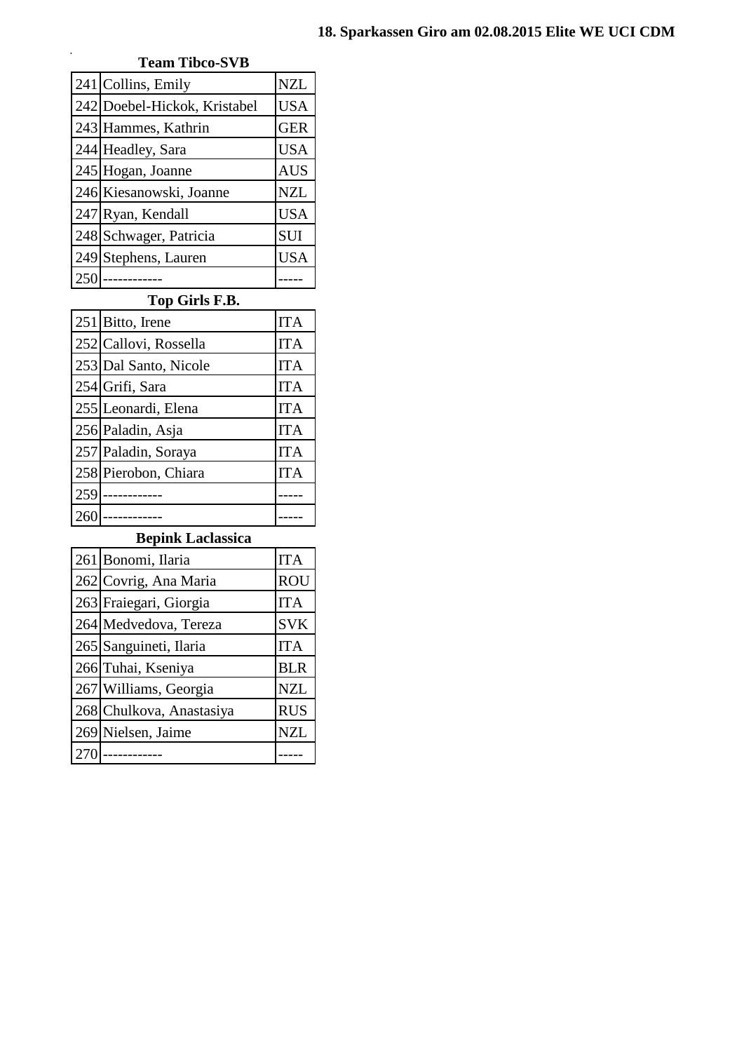# 18. Sparkassen Giro am 02.08.2015 Elite WE UCI CDM

**Team Tibco-SVB**

| | | |
|---|---|---|
| 241 | Collins, Emily | NZL |
| 242 | Doebel-Hickok, Kristabel | USA |
| 243 | Hammes, Kathrin | GER |
| 244 | Headley, Sara | USA |
| 245 | Hogan, Joanne | AUS |
| 246 | Kiesanowski, Joanne | NZL |
| 247 | Ryan, Kendall | USA |
| 248 | Schwager, Patricia | SUI |
| 249 | Stephens, Lauren | USA |
| 250 | ------------ | ----- |

**Top Girls F.B.**

| | | |
|---|---|---|
| 251 | Bitto, Irene | ITA |
| 252 | Callovi, Rossella | ITA |
| 253 | Dal Santo, Nicole | ITA |
| 254 | Grifi, Sara | ITA |
| 255 | Leonardi, Elena | ITA |
| 256 | Paladin, Asja | ITA |
| 257 | Paladin, Soraya | ITA |
| 258 | Pierobon, Chiara | ITA |
| 259 | ------------ | ----- |
| 260 | ------------ | ----- |

**Bepink Laclassica**

| | | |
|---|---|---|
| 261 | Bonomi, Ilaria | ITA |
| 262 | Covrig, Ana Maria | ROU |
| 263 | Fraiegari, Giorgia | ITA |
| 264 | Medvedova, Tereza | SVK |
| 265 | Sanguineti, Ilaria | ITA |
| 266 | Tuhai, Kseniya | BLR |
| 267 | Williams, Georgia | NZL |
| 268 | Chulkova, Anastasiya | RUS |
| 269 | Nielsen, Jaime | NZL |
| 270 | ------------ | ----- |